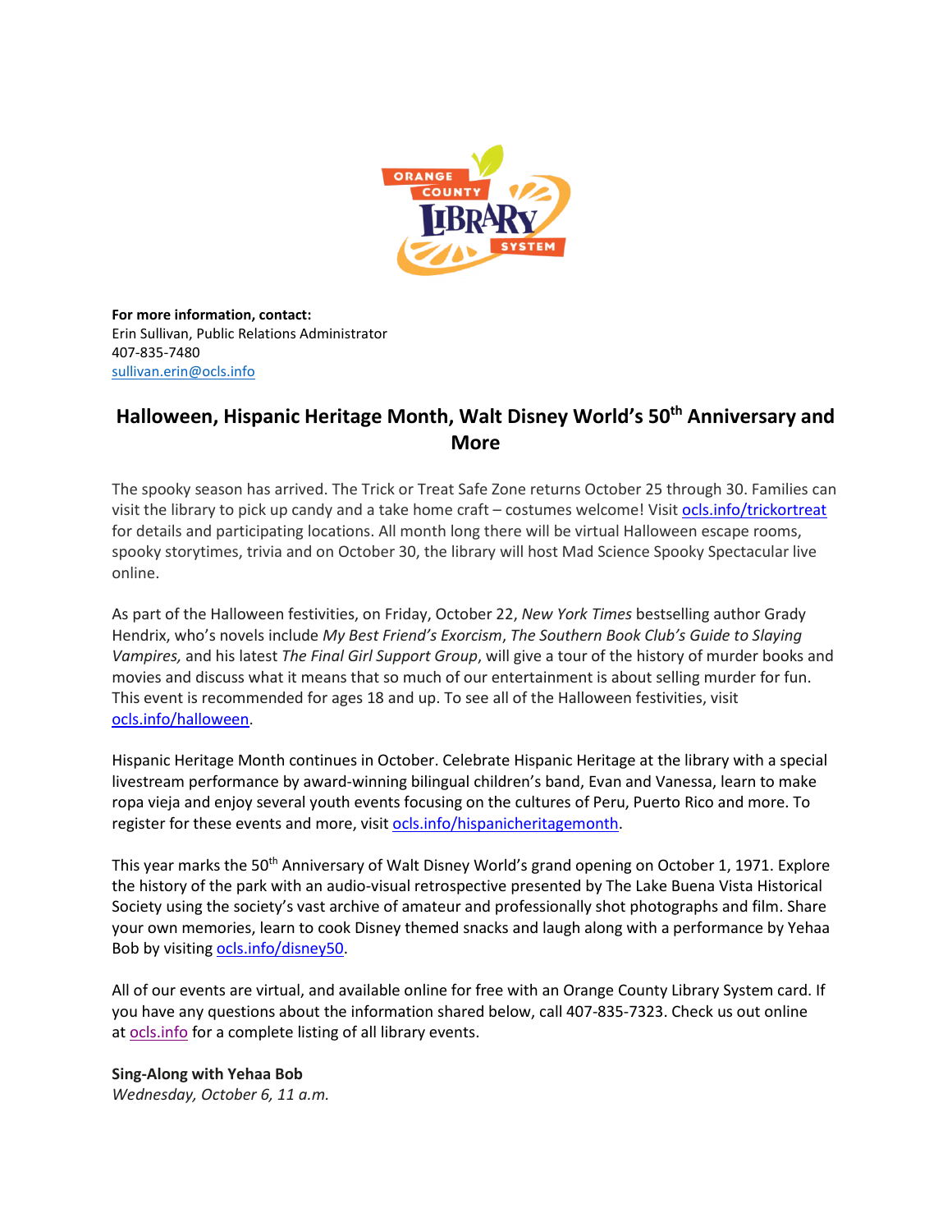**For more information, contact:**
Erin Sullivan, Public Relations Administrator
407-835-7480
sullivan.erin@ocls.info

# Halloween, Hispanic Heritage Month, Walt Disney World's 50th Anniversary and More

The spooky season has arrived. The Trick or Treat Safe Zone returns October 25 through 30. Families can visit the library to pick up candy and a take home craft – costumes welcome! Visit ocls.info/trickortreat for details and participating locations. All month long there will be virtual Halloween escape rooms, spooky storytimes, trivia and on October 30, the library will host Mad Science Spooky Spectacular live online.

As part of the Halloween festivities, on Friday, October 22, *New York Times* bestselling author Grady Hendrix, who's novels include *My Best Friend's Exorcism*, *The Southern Book Club's Guide to Slaying Vampires,* and his latest *The Final Girl Support Group*, will give a tour of the history of murder books and movies and discuss what it means that so much of our entertainment is about selling murder for fun. This event is recommended for ages 18 and up. To see all of the Halloween festivities, visit ocls.info/halloween.

Hispanic Heritage Month continues in October. Celebrate Hispanic Heritage at the library with a special livestream performance by award-winning bilingual children's band, Evan and Vanessa, learn to make ropa vieja and enjoy several youth events focusing on the cultures of Peru, Puerto Rico and more. To register for these events and more, visit ocls.info/hispanicheritagemonth.

This year marks the 50th Anniversary of Walt Disney World's grand opening on October 1, 1971. Explore the history of the park with an audio-visual retrospective presented by The Lake Buena Vista Historical Society using the society's vast archive of amateur and professionally shot photographs and film. Share your own memories, learn to cook Disney themed snacks and laugh along with a performance by Yehaa Bob by visiting ocls.info/disney50.

All of our events are virtual, and available online for free with an Orange County Library System card. If you have any questions about the information shared below, call 407-835-7323. Check us out online at ocls.info for a complete listing of all library events.

**Sing-Along with Yehaa Bob**
*Wednesday, October 6, 11 a.m.*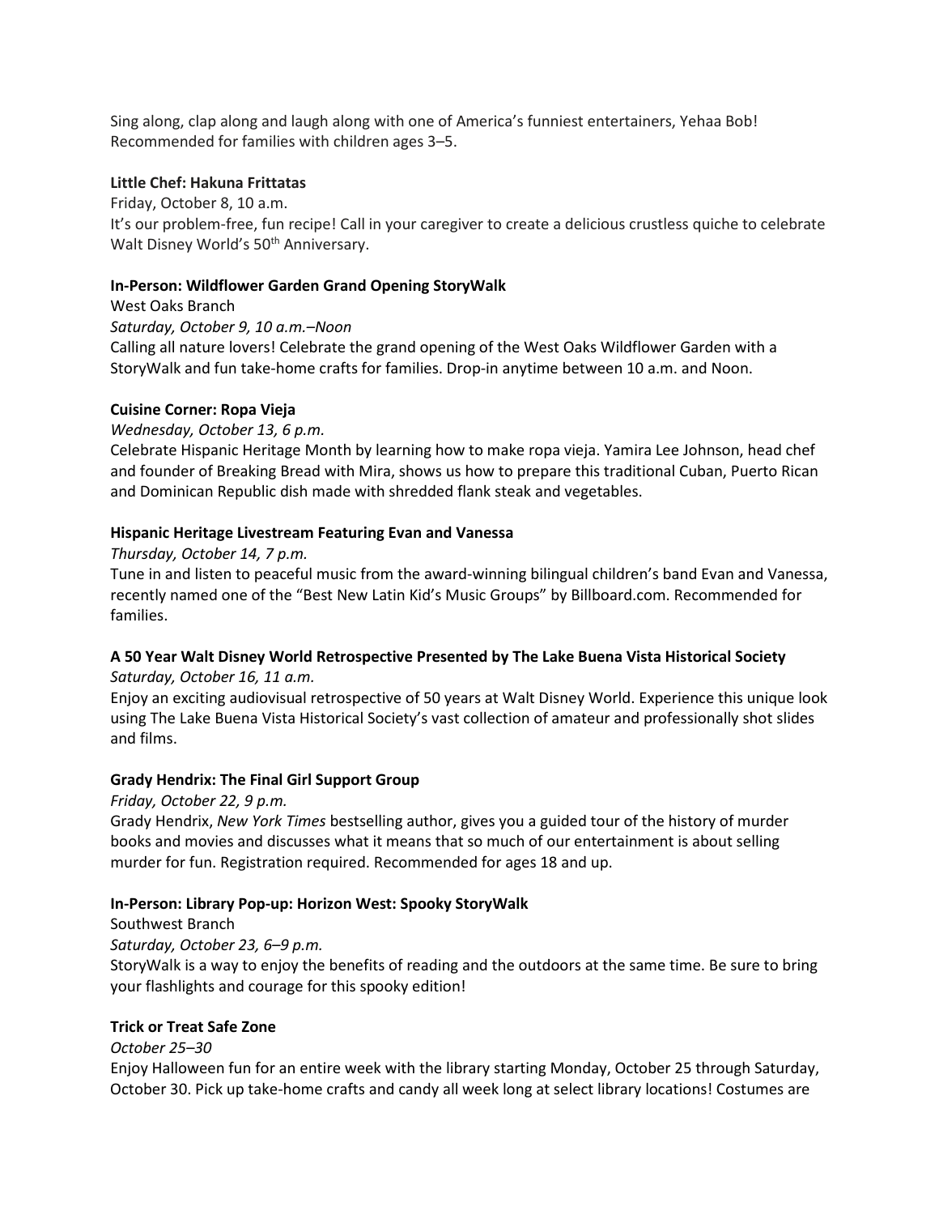Sing along, clap along and laugh along with one of America's funniest entertainers, Yehaa Bob! Recommended for families with children ages 3–5.

**Little Chef: Hakuna Frittatas**

Friday, October 8, 10 a.m.

It's our problem-free, fun recipe! Call in your caregiver to create a delicious crustless quiche to celebrate Walt Disney World's 50th Anniversary.

**In-Person: Wildflower Garden Grand Opening StoryWalk**

West Oaks Branch

*Saturday, October 9, 10 a.m.–Noon*

Calling all nature lovers! Celebrate the grand opening of the West Oaks Wildflower Garden with a StoryWalk and fun take-home crafts for families. Drop-in anytime between 10 a.m. and Noon.

**Cuisine Corner: Ropa Vieja**

*Wednesday, October 13, 6 p.m.*

Celebrate Hispanic Heritage Month by learning how to make ropa vieja. Yamira Lee Johnson, head chef and founder of Breaking Bread with Mira, shows us how to prepare this traditional Cuban, Puerto Rican and Dominican Republic dish made with shredded flank steak and vegetables.

**Hispanic Heritage Livestream Featuring Evan and Vanessa**

*Thursday, October 14, 7 p.m.*

Tune in and listen to peaceful music from the award-winning bilingual children's band Evan and Vanessa, recently named one of the "Best New Latin Kid's Music Groups" by Billboard.com. Recommended for families.

**A 50 Year Walt Disney World Retrospective Presented by The Lake Buena Vista Historical Society**

*Saturday, October 16, 11 a.m.*

Enjoy an exciting audiovisual retrospective of 50 years at Walt Disney World. Experience this unique look using The Lake Buena Vista Historical Society's vast collection of amateur and professionally shot slides and films.

**Grady Hendrix: The Final Girl Support Group**

*Friday, October 22, 9 p.m.*

Grady Hendrix, *New York Times* bestselling author, gives you a guided tour of the history of murder books and movies and discusses what it means that so much of our entertainment is about selling murder for fun. Registration required. Recommended for ages 18 and up.

**In-Person: Library Pop-up: Horizon West: Spooky StoryWalk**

Southwest Branch

*Saturday, October 23, 6–9 p.m.*

StoryWalk is a way to enjoy the benefits of reading and the outdoors at the same time. Be sure to bring your flashlights and courage for this spooky edition!

**Trick or Treat Safe Zone**

*October 25–30*

Enjoy Halloween fun for an entire week with the library starting Monday, October 25 through Saturday, October 30. Pick up take-home crafts and candy all week long at select library locations! Costumes are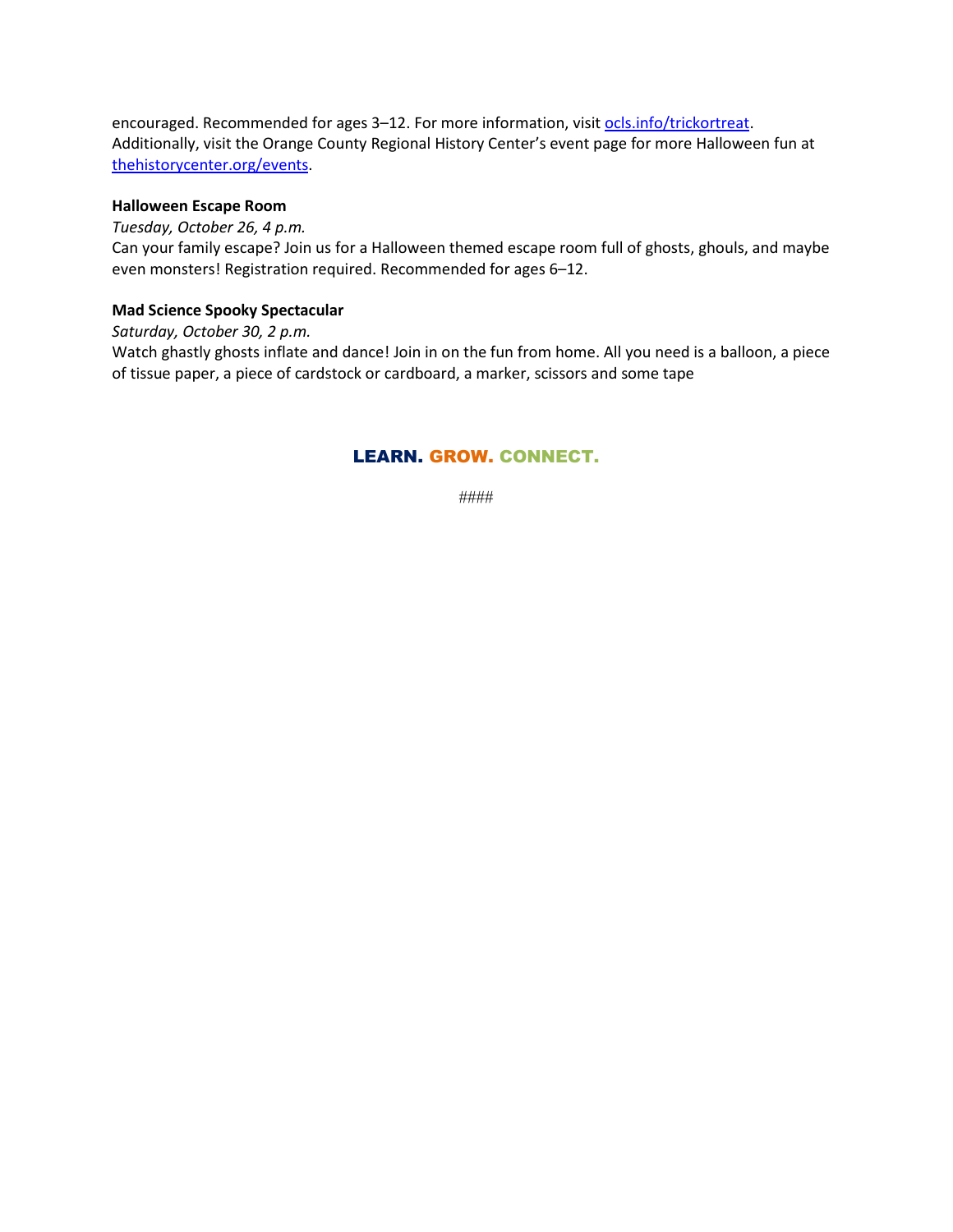encouraged. Recommended for ages 3–12. For more information, visit [ocls.info/trickortreat](ocls.info/trickortreat). Additionally, visit the Orange County Regional History Center's event page for more Halloween fun at [thehistorycenter.org/events](thehistorycenter.org/events).

**Halloween Escape Room**
*Tuesday, October 26, 4 p.m.*
Can your family escape? Join us for a Halloween themed escape room full of ghosts, ghouls, and maybe even monsters! Registration required. Recommended for ages 6–12.

**Mad Science Spooky Spectacular**
*Saturday, October 30, 2 p.m.*
Watch ghastly ghosts inflate and dance! Join in on the fun from home. All you need is a balloon, a piece of tissue paper, a piece of cardstock or cardboard, a marker, scissors and some tape

**LEARN. GROW. CONNECT.**

####